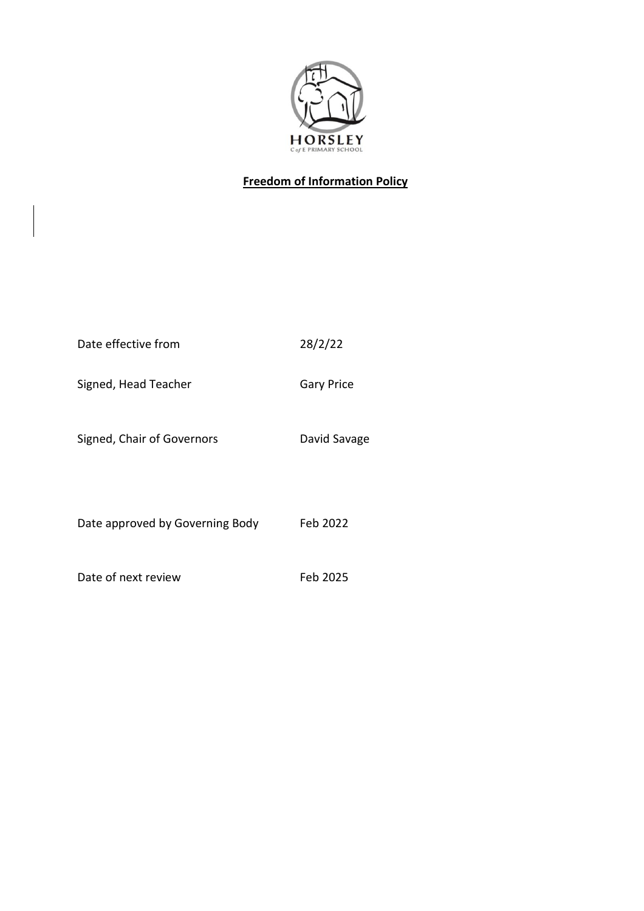HORSLEY

C of E PRIMARY SCHOOL

# **Freedom of Information Policy**

| | |
|---|---|
| Date effective from | 28/2/22 |
| Signed, Head Teacher | Gary Price |
| Signed, Chair of Governors | David Savage |
| Date approved by Governing Body | Feb 2022 |
| Date of next review | Feb 2025 |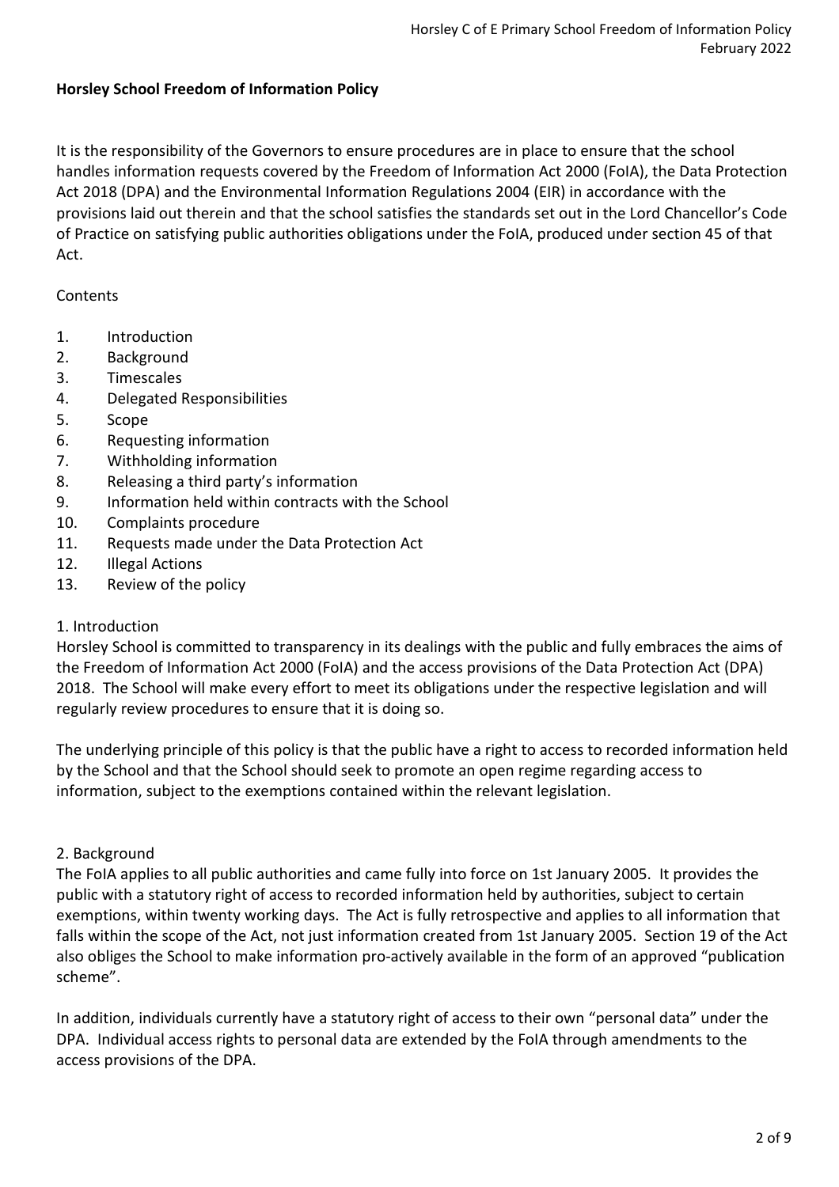**Horsley School Freedom of Information Policy**

It is the responsibility of the Governors to ensure procedures are in place to ensure that the school handles information requests covered by the Freedom of Information Act 2000 (FoIA), the Data Protection Act 2018 (DPA) and the Environmental Information Regulations 2004 (EIR) in accordance with the provisions laid out therein and that the school satisfies the standards set out in the Lord Chancellor's Code of Practice on satisfying public authorities obligations under the FoIA, produced under section 45 of that Act.

Contents

1. Introduction
2. Background
3. Timescales
4. Delegated Responsibilities
5. Scope
6. Requesting information
7. Withholding information
8. Releasing a third party's information
9. Information held within contracts with the School
10. Complaints procedure
11. Requests made under the Data Protection Act
12. Illegal Actions
13. Review of the policy

## 1. Introduction

Horsley School is committed to transparency in its dealings with the public and fully embraces the aims of the Freedom of Information Act 2000 (FoIA) and the access provisions of the Data Protection Act (DPA) 2018. The School will make every effort to meet its obligations under the respective legislation and will regularly review procedures to ensure that it is doing so.

The underlying principle of this policy is that the public have a right to access to recorded information held by the School and that the School should seek to promote an open regime regarding access to information, subject to the exemptions contained within the relevant legislation.

## 2. Background

The FoIA applies to all public authorities and came fully into force on 1st January 2005. It provides the public with a statutory right of access to recorded information held by authorities, subject to certain exemptions, within twenty working days. The Act is fully retrospective and applies to all information that falls within the scope of the Act, not just information created from 1st January 2005. Section 19 of the Act also obliges the School to make information pro-actively available in the form of an approved "publication scheme".

In addition, individuals currently have a statutory right of access to their own "personal data" under the DPA. Individual access rights to personal data are extended by the FoIA through amendments to the access provisions of the DPA.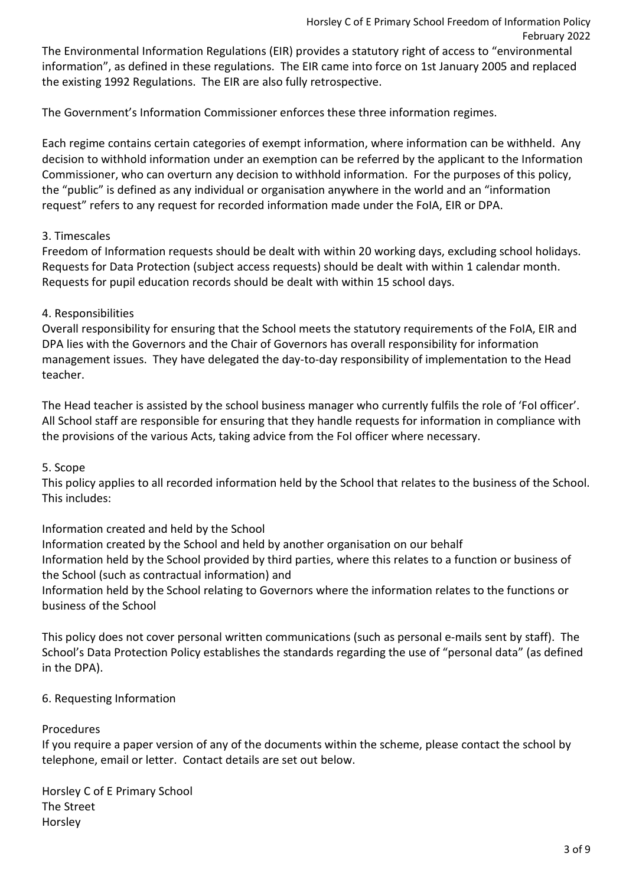The Environmental Information Regulations (EIR) provides a statutory right of access to "environmental information", as defined in these regulations. The EIR came into force on 1st January 2005 and replaced the existing 1992 Regulations. The EIR are also fully retrospective.

The Government's Information Commissioner enforces these three information regimes.

Each regime contains certain categories of exempt information, where information can be withheld. Any decision to withhold information under an exemption can be referred by the applicant to the Information Commissioner, who can overturn any decision to withhold information. For the purposes of this policy, the "public" is defined as any individual or organisation anywhere in the world and an "information request" refers to any request for recorded information made under the FoIA, EIR or DPA.

## 3. Timescales

Freedom of Information requests should be dealt with within 20 working days, excluding school holidays. Requests for Data Protection (subject access requests) should be dealt with within 1 calendar month. Requests for pupil education records should be dealt with within 15 school days.

## 4. Responsibilities

Overall responsibility for ensuring that the School meets the statutory requirements of the FoIA, EIR and DPA lies with the Governors and the Chair of Governors has overall responsibility for information management issues. They have delegated the day-to-day responsibility of implementation to the Head teacher.

The Head teacher is assisted by the school business manager who currently fulfils the role of 'FoI officer'. All School staff are responsible for ensuring that they handle requests for information in compliance with the provisions of the various Acts, taking advice from the FoI officer where necessary.

## 5. Scope

This policy applies to all recorded information held by the School that relates to the business of the School. This includes:

Information created and held by the School
Information created by the School and held by another organisation on our behalf
Information held by the School provided by third parties, where this relates to a function or business of the School (such as contractual information) and
Information held by the School relating to Governors where the information relates to the functions or business of the School

This policy does not cover personal written communications (such as personal e-mails sent by staff). The School's Data Protection Policy establishes the standards regarding the use of "personal data" (as defined in the DPA).

## 6. Requesting Information

### Procedures

If you require a paper version of any of the documents within the scheme, please contact the school by telephone, email or letter. Contact details are set out below.

Horsley C of E Primary School
The Street
Horsley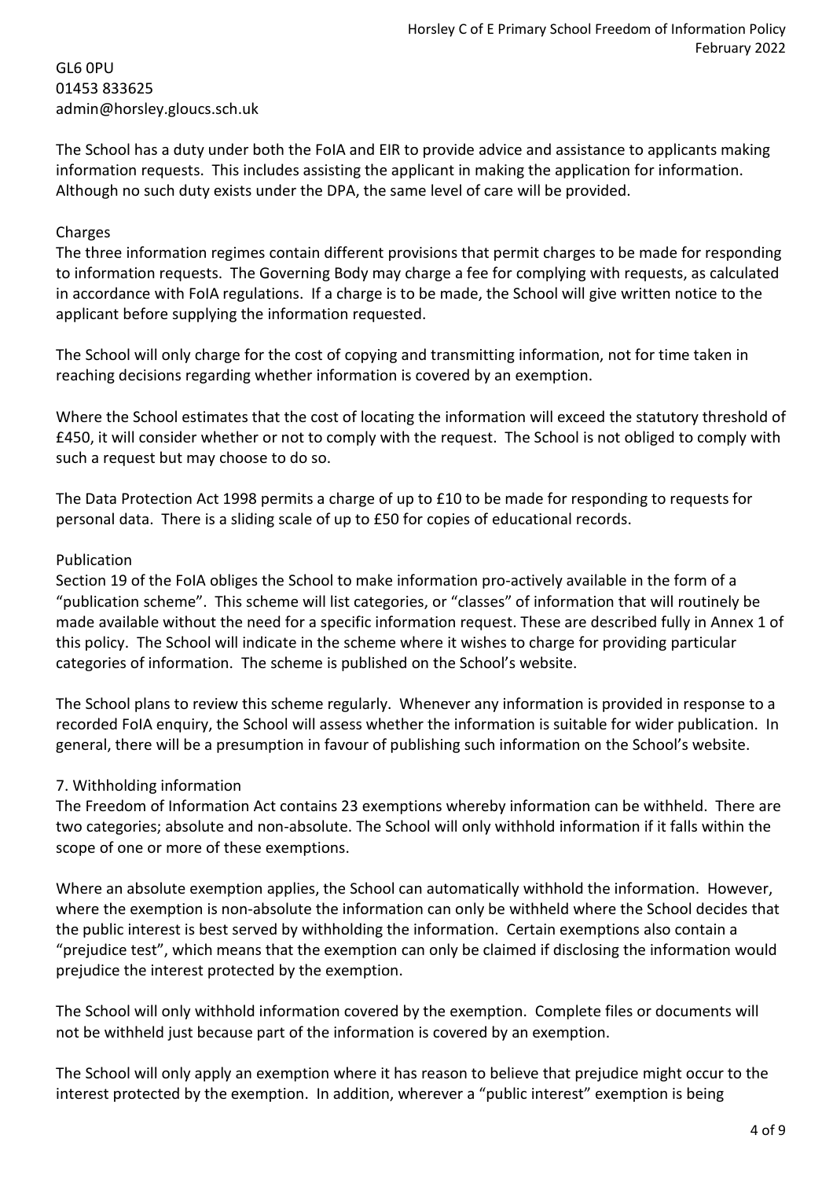GL6 0PU
01453 833625
admin@horsley.gloucs.sch.uk

The School has a duty under both the FoIA and EIR to provide advice and assistance to applicants making information requests. This includes assisting the applicant in making the application for information. Although no such duty exists under the DPA, the same level of care will be provided.

### Charges

The three information regimes contain different provisions that permit charges to be made for responding to information requests. The Governing Body may charge a fee for complying with requests, as calculated in accordance with FoIA regulations. If a charge is to be made, the School will give written notice to the applicant before supplying the information requested.

The School will only charge for the cost of copying and transmitting information, not for time taken in reaching decisions regarding whether information is covered by an exemption.

Where the School estimates that the cost of locating the information will exceed the statutory threshold of £450, it will consider whether or not to comply with the request. The School is not obliged to comply with such a request but may choose to do so.

The Data Protection Act 1998 permits a charge of up to £10 to be made for responding to requests for personal data. There is a sliding scale of up to £50 for copies of educational records.

### Publication

Section 19 of the FoIA obliges the School to make information pro-actively available in the form of a "publication scheme". This scheme will list categories, or "classes" of information that will routinely be made available without the need for a specific information request. These are described fully in Annex 1 of this policy. The School will indicate in the scheme where it wishes to charge for providing particular categories of information. The scheme is published on the School's website.

The School plans to review this scheme regularly. Whenever any information is provided in response to a recorded FoIA enquiry, the School will assess whether the information is suitable for wider publication. In general, there will be a presumption in favour of publishing such information on the School's website.

## 7. Withholding information

The Freedom of Information Act contains 23 exemptions whereby information can be withheld. There are two categories; absolute and non-absolute. The School will only withhold information if it falls within the scope of one or more of these exemptions.

Where an absolute exemption applies, the School can automatically withhold the information. However, where the exemption is non-absolute the information can only be withheld where the School decides that the public interest is best served by withholding the information. Certain exemptions also contain a "prejudice test", which means that the exemption can only be claimed if disclosing the information would prejudice the interest protected by the exemption.

The School will only withhold information covered by the exemption. Complete files or documents will not be withheld just because part of the information is covered by an exemption.

The School will only apply an exemption where it has reason to believe that prejudice might occur to the interest protected by the exemption. In addition, wherever a "public interest" exemption is being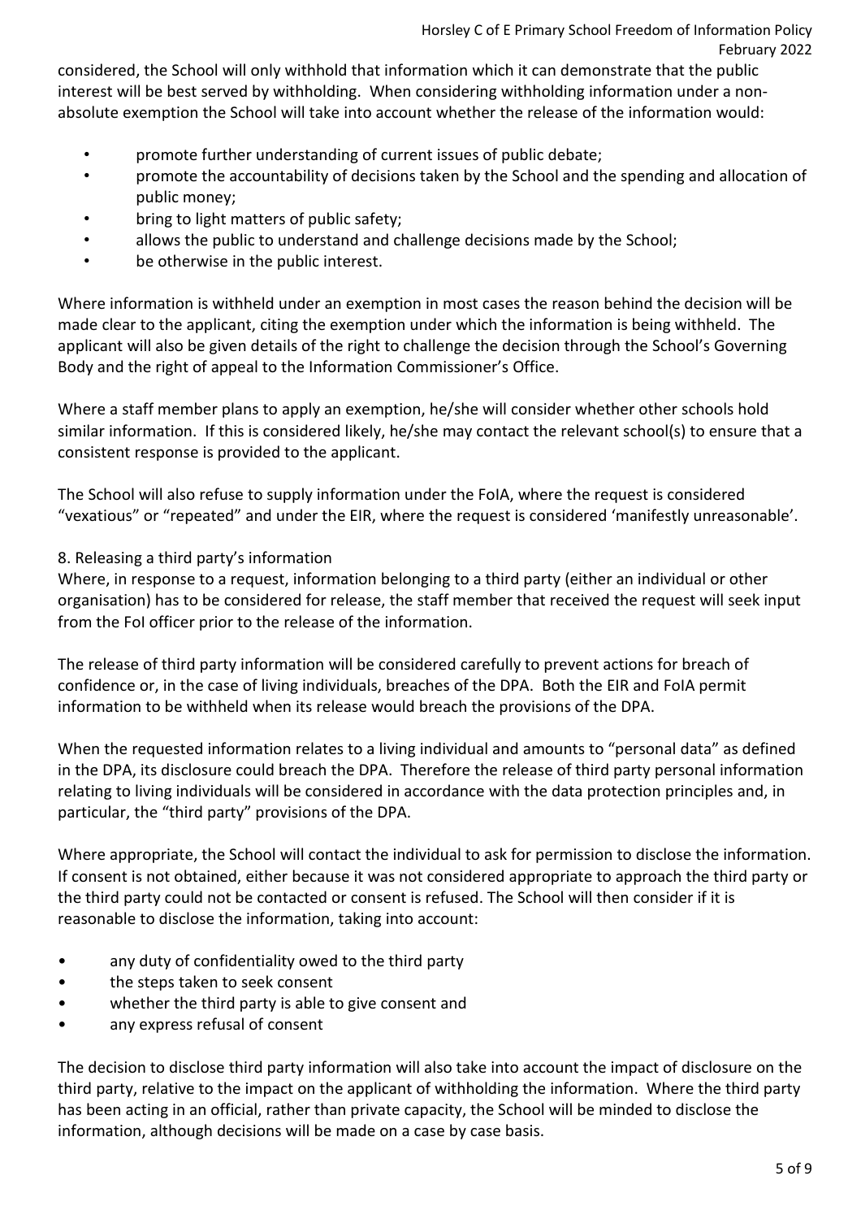considered, the School will only withhold that information which it can demonstrate that the public interest will be best served by withholding. When considering withholding information under a non-absolute exemption the School will take into account whether the release of the information would:

- promote further understanding of current issues of public debate;
- promote the accountability of decisions taken by the School and the spending and allocation of public money;
- bring to light matters of public safety;
- allows the public to understand and challenge decisions made by the School;
- be otherwise in the public interest.

Where information is withheld under an exemption in most cases the reason behind the decision will be made clear to the applicant, citing the exemption under which the information is being withheld. The applicant will also be given details of the right to challenge the decision through the School's Governing Body and the right of appeal to the Information Commissioner's Office.

Where a staff member plans to apply an exemption, he/she will consider whether other schools hold similar information. If this is considered likely, he/she may contact the relevant school(s) to ensure that a consistent response is provided to the applicant.

The School will also refuse to supply information under the FoIA, where the request is considered "vexatious" or "repeated" and under the EIR, where the request is considered 'manifestly unreasonable'.

8. Releasing a third party's information

Where, in response to a request, information belonging to a third party (either an individual or other organisation) has to be considered for release, the staff member that received the request will seek input from the FoI officer prior to the release of the information.

The release of third party information will be considered carefully to prevent actions for breach of confidence or, in the case of living individuals, breaches of the DPA. Both the EIR and FoIA permit information to be withheld when its release would breach the provisions of the DPA.

When the requested information relates to a living individual and amounts to "personal data" as defined in the DPA, its disclosure could breach the DPA. Therefore the release of third party personal information relating to living individuals will be considered in accordance with the data protection principles and, in particular, the "third party" provisions of the DPA.

Where appropriate, the School will contact the individual to ask for permission to disclose the information. If consent is not obtained, either because it was not considered appropriate to approach the third party or the third party could not be contacted or consent is refused. The School will then consider if it is reasonable to disclose the information, taking into account:

- any duty of confidentiality owed to the third party
- the steps taken to seek consent
- whether the third party is able to give consent and
- any express refusal of consent

The decision to disclose third party information will also take into account the impact of disclosure on the third party, relative to the impact on the applicant of withholding the information. Where the third party has been acting in an official, rather than private capacity, the School will be minded to disclose the information, although decisions will be made on a case by case basis.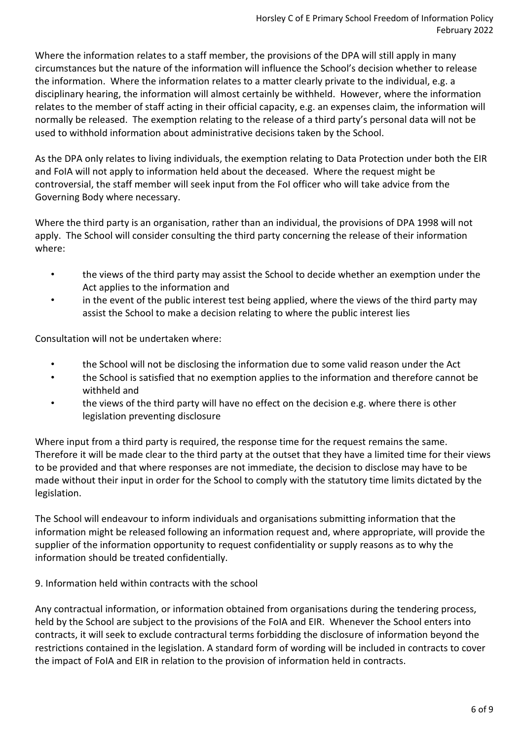Where the information relates to a staff member, the provisions of the DPA will still apply in many circumstances but the nature of the information will influence the School's decision whether to release the information. Where the information relates to a matter clearly private to the individual, e.g. a disciplinary hearing, the information will almost certainly be withheld. However, where the information relates to the member of staff acting in their official capacity, e.g. an expenses claim, the information will normally be released. The exemption relating to the release of a third party's personal data will not be used to withhold information about administrative decisions taken by the School.

As the DPA only relates to living individuals, the exemption relating to Data Protection under both the EIR and FoIA will not apply to information held about the deceased. Where the request might be controversial, the staff member will seek input from the FoI officer who will take advice from the Governing Body where necessary.

Where the third party is an organisation, rather than an individual, the provisions of DPA 1998 will not apply. The School will consider consulting the third party concerning the release of their information where:

- the views of the third party may assist the School to decide whether an exemption under the Act applies to the information and
- in the event of the public interest test being applied, where the views of the third party may assist the School to make a decision relating to where the public interest lies

Consultation will not be undertaken where:

- the School will not be disclosing the information due to some valid reason under the Act
- the School is satisfied that no exemption applies to the information and therefore cannot be withheld and
- the views of the third party will have no effect on the decision e.g. where there is other legislation preventing disclosure

Where input from a third party is required, the response time for the request remains the same. Therefore it will be made clear to the third party at the outset that they have a limited time for their views to be provided and that where responses are not immediate, the decision to disclose may have to be made without their input in order for the School to comply with the statutory time limits dictated by the legislation.

The School will endeavour to inform individuals and organisations submitting information that the information might be released following an information request and, where appropriate, will provide the supplier of the information opportunity to request confidentiality or supply reasons as to why the information should be treated confidentially.

## 9. Information held within contracts with the school

Any contractual information, or information obtained from organisations during the tendering process, held by the School are subject to the provisions of the FoIA and EIR. Whenever the School enters into contracts, it will seek to exclude contractural terms forbidding the disclosure of information beyond the restrictions contained in the legislation. A standard form of wording will be included in contracts to cover the impact of FoIA and EIR in relation to the provision of information held in contracts.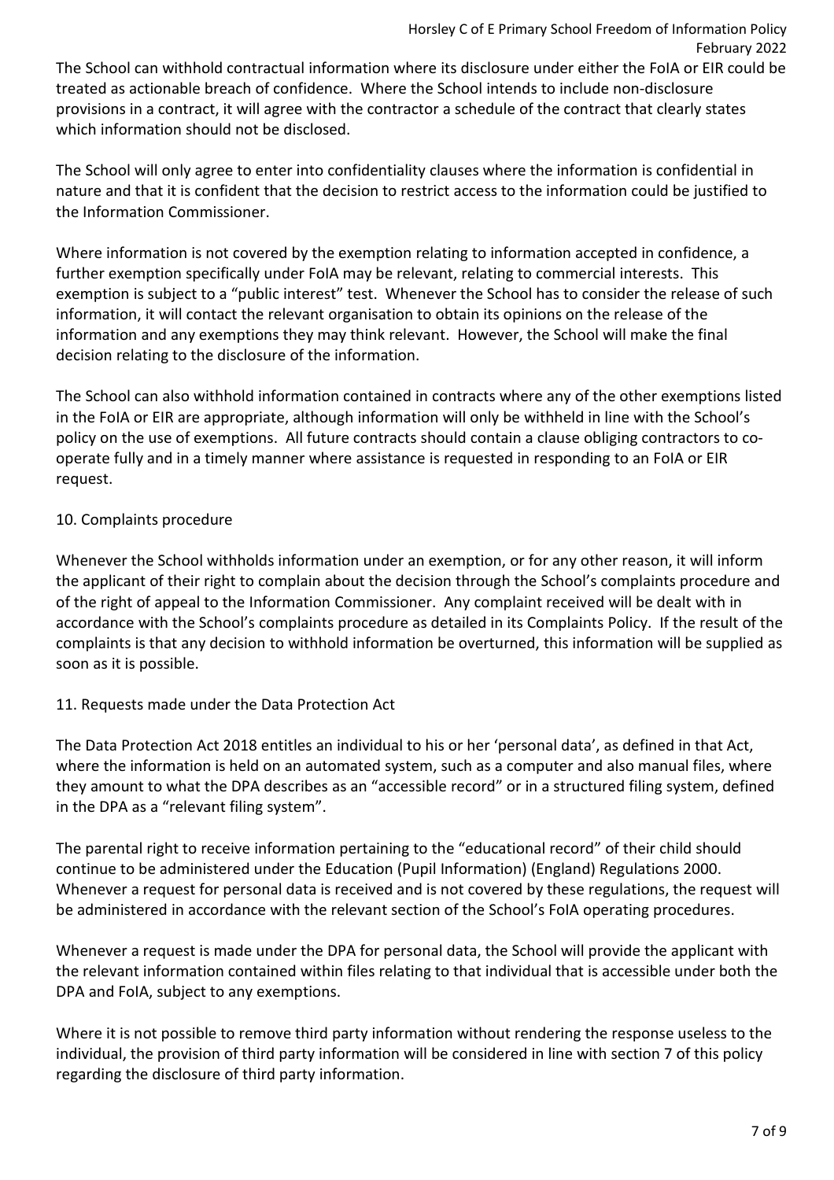The School can withhold contractual information where its disclosure under either the FoIA or EIR could be treated as actionable breach of confidence. Where the School intends to include non-disclosure provisions in a contract, it will agree with the contractor a schedule of the contract that clearly states which information should not be disclosed.

The School will only agree to enter into confidentiality clauses where the information is confidential in nature and that it is confident that the decision to restrict access to the information could be justified to the Information Commissioner.

Where information is not covered by the exemption relating to information accepted in confidence, a further exemption specifically under FoIA may be relevant, relating to commercial interests. This exemption is subject to a "public interest" test. Whenever the School has to consider the release of such information, it will contact the relevant organisation to obtain its opinions on the release of the information and any exemptions they may think relevant. However, the School will make the final decision relating to the disclosure of the information.

The School can also withhold information contained in contracts where any of the other exemptions listed in the FoIA or EIR are appropriate, although information will only be withheld in line with the School's policy on the use of exemptions. All future contracts should contain a clause obliging contractors to co-operate fully and in a timely manner where assistance is requested in responding to an FoIA or EIR request.

## 10. Complaints procedure

Whenever the School withholds information under an exemption, or for any other reason, it will inform the applicant of their right to complain about the decision through the School's complaints procedure and of the right of appeal to the Information Commissioner. Any complaint received will be dealt with in accordance with the School's complaints procedure as detailed in its Complaints Policy. If the result of the complaints is that any decision to withhold information be overturned, this information will be supplied as soon as it is possible.

## 11. Requests made under the Data Protection Act

The Data Protection Act 2018 entitles an individual to his or her 'personal data', as defined in that Act, where the information is held on an automated system, such as a computer and also manual files, where they amount to what the DPA describes as an "accessible record" or in a structured filing system, defined in the DPA as a "relevant filing system".

The parental right to receive information pertaining to the "educational record" of their child should continue to be administered under the Education (Pupil Information) (England) Regulations 2000. Whenever a request for personal data is received and is not covered by these regulations, the request will be administered in accordance with the relevant section of the School's FoIA operating procedures.

Whenever a request is made under the DPA for personal data, the School will provide the applicant with the relevant information contained within files relating to that individual that is accessible under both the DPA and FoIA, subject to any exemptions.

Where it is not possible to remove third party information without rendering the response useless to the individual, the provision of third party information will be considered in line with section 7 of this policy regarding the disclosure of third party information.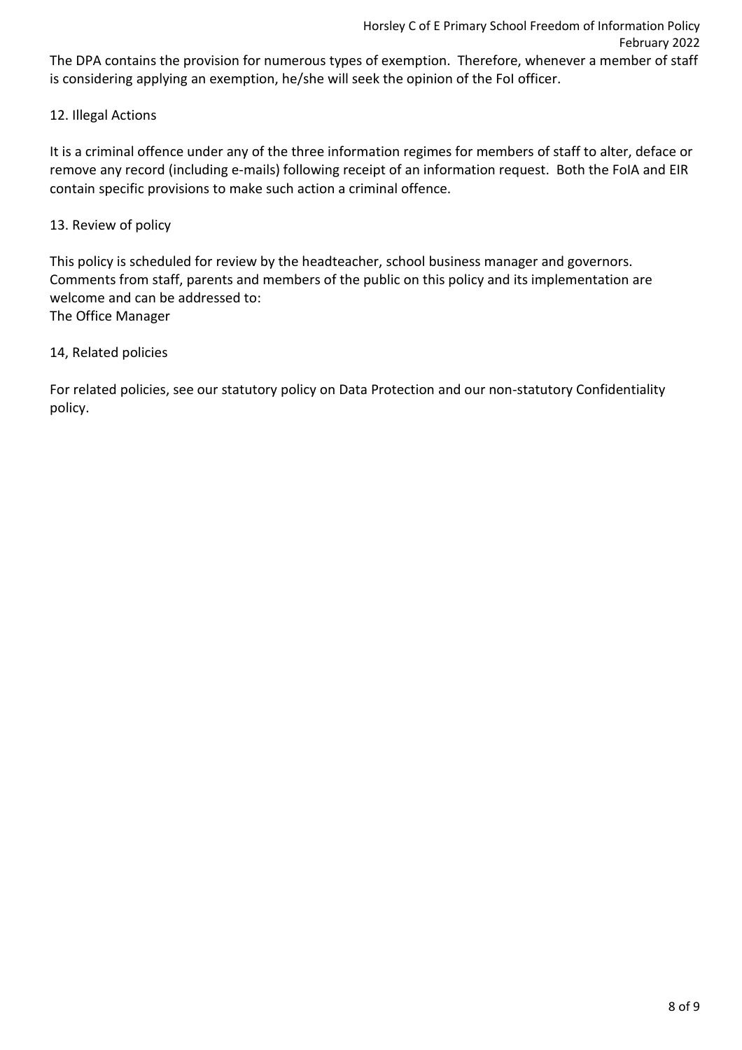The DPA contains the provision for numerous types of exemption. Therefore, whenever a member of staff is considering applying an exemption, he/she will seek the opinion of the FoI officer.

## 12. Illegal Actions

It is a criminal offence under any of the three information regimes for members of staff to alter, deface or remove any record (including e-mails) following receipt of an information request. Both the FoIA and EIR contain specific provisions to make such action a criminal offence.

## 13. Review of policy

This policy is scheduled for review by the headteacher, school business manager and governors. Comments from staff, parents and members of the public on this policy and its implementation are welcome and can be addressed to:
The Office Manager

## 14, Related policies

For related policies, see our statutory policy on Data Protection and our non-statutory Confidentiality policy.